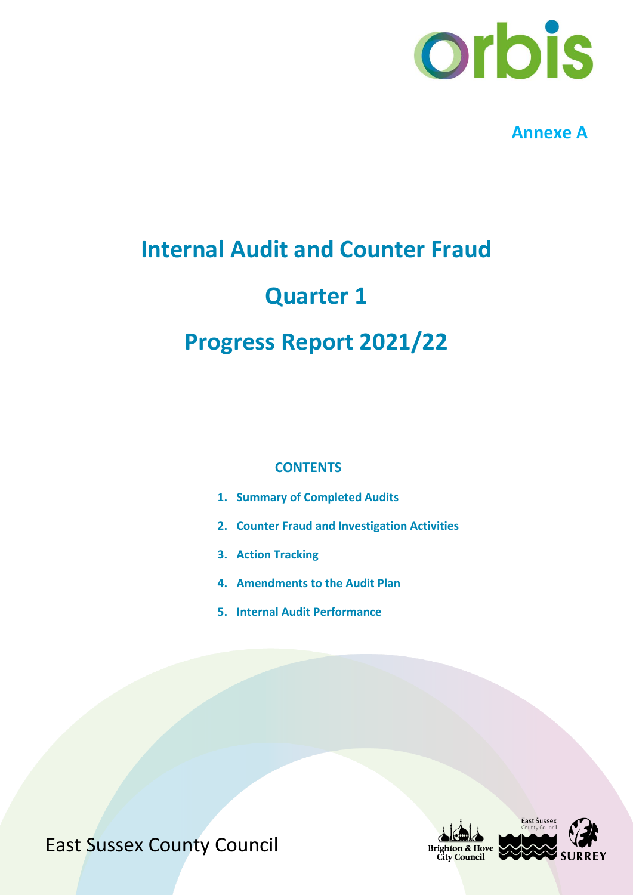Annexe A

# Internal Audit and Counter Fraud

# Quarter 1

# Progress Report 2021/22

## CONTENTS

1. **Summary of Completed Audits**
2. **Counter Fraud and Investigation Activities**
3. **Action Tracking**
4. **Amendments to the Audit Plan**
5. **Internal Audit Performance**

East Sussex County Council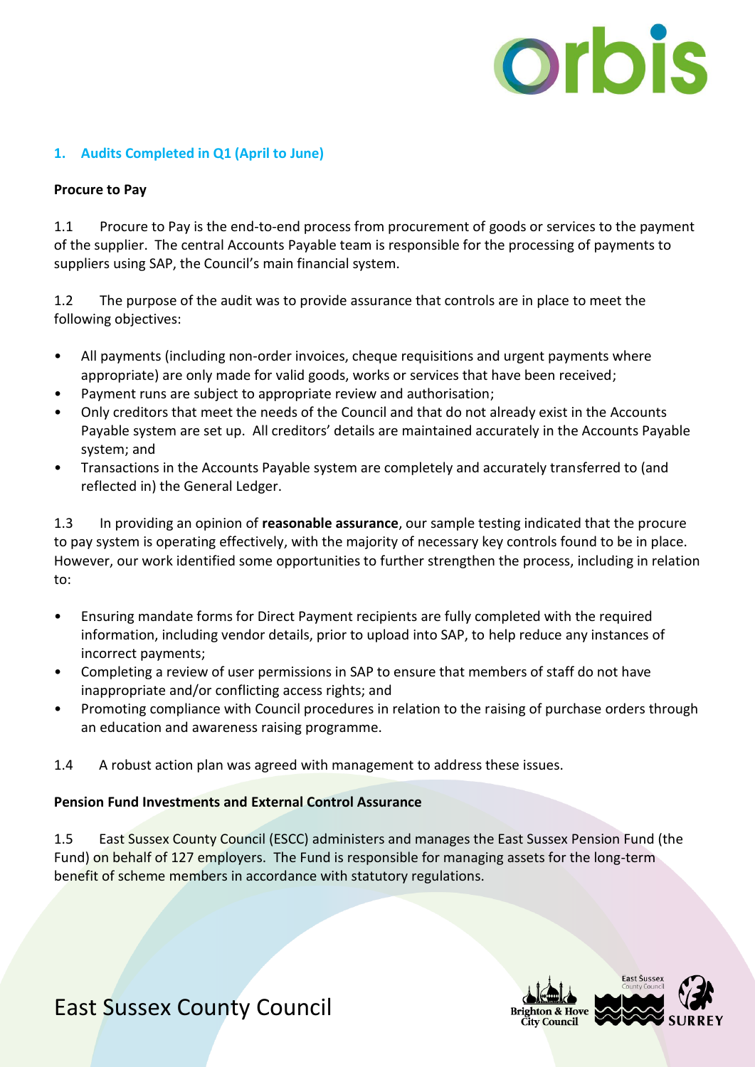## 1. Audits Completed in Q1 (April to June)

### Procure to Pay

1.1 Procure to Pay is the end-to-end process from procurement of goods or services to the payment of the supplier. The central Accounts Payable team is responsible for the processing of payments to suppliers using SAP, the Council's main financial system.

1.2 The purpose of the audit was to provide assurance that controls are in place to meet the following objectives:

- All payments (including non-order invoices, cheque requisitions and urgent payments where appropriate) are only made for valid goods, works or services that have been received;
- Payment runs are subject to appropriate review and authorisation;
- Only creditors that meet the needs of the Council and that do not already exist in the Accounts Payable system are set up. All creditors' details are maintained accurately in the Accounts Payable system; and
- Transactions in the Accounts Payable system are completely and accurately transferred to (and reflected in) the General Ledger.

1.3 In providing an opinion of **reasonable assurance**, our sample testing indicated that the procure to pay system is operating effectively, with the majority of necessary key controls found to be in place. However, our work identified some opportunities to further strengthen the process, including in relation to:

- Ensuring mandate forms for Direct Payment recipients are fully completed with the required information, including vendor details, prior to upload into SAP, to help reduce any instances of incorrect payments;
- Completing a review of user permissions in SAP to ensure that members of staff do not have inappropriate and/or conflicting access rights; and
- Promoting compliance with Council procedures in relation to the raising of purchase orders through an education and awareness raising programme.

1.4 A robust action plan was agreed with management to address these issues.

### Pension Fund Investments and External Control Assurance

1.5 East Sussex County Council (ESCC) administers and manages the East Sussex Pension Fund (the Fund) on behalf of 127 employers. The Fund is responsible for managing assets for the long-term benefit of scheme members in accordance with statutory regulations.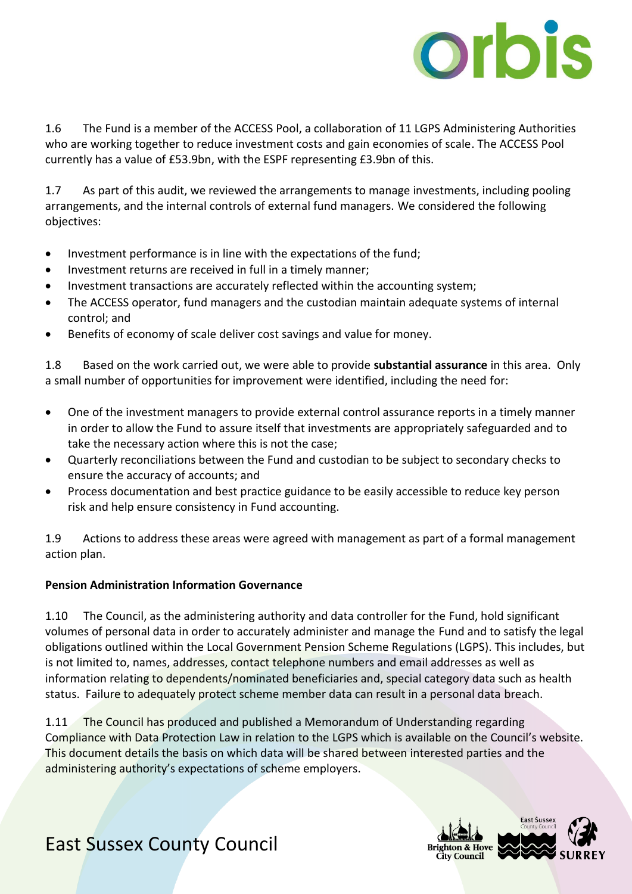1.6 The Fund is a member of the ACCESS Pool, a collaboration of 11 LGPS Administering Authorities who are working together to reduce investment costs and gain economies of scale. The ACCESS Pool currently has a value of £53.9bn, with the ESPF representing £3.9bn of this.

1.7 As part of this audit, we reviewed the arrangements to manage investments, including pooling arrangements, and the internal controls of external fund managers. We considered the following objectives:

- Investment performance is in line with the expectations of the fund;
- Investment returns are received in full in a timely manner;
- Investment transactions are accurately reflected within the accounting system;
- The ACCESS operator, fund managers and the custodian maintain adequate systems of internal control; and
- Benefits of economy of scale deliver cost savings and value for money.

1.8 Based on the work carried out, we were able to provide **substantial assurance** in this area. Only a small number of opportunities for improvement were identified, including the need for:

- One of the investment managers to provide external control assurance reports in a timely manner in order to allow the Fund to assure itself that investments are appropriately safeguarded and to take the necessary action where this is not the case;
- Quarterly reconciliations between the Fund and custodian to be subject to secondary checks to ensure the accuracy of accounts; and
- Process documentation and best practice guidance to be easily accessible to reduce key person risk and help ensure consistency in Fund accounting.

1.9 Actions to address these areas were agreed with management as part of a formal management action plan.

**Pension Administration Information Governance**

1.10 The Council, as the administering authority and data controller for the Fund, hold significant volumes of personal data in order to accurately administer and manage the Fund and to satisfy the legal obligations outlined within the Local Government Pension Scheme Regulations (LGPS). This includes, but is not limited to, names, addresses, contact telephone numbers and email addresses as well as information relating to dependents/nominated beneficiaries and, special category data such as health status. Failure to adequately protect scheme member data can result in a personal data breach.

1.11 The Council has produced and published a Memorandum of Understanding regarding Compliance with Data Protection Law in relation to the LGPS which is available on the Council's website. This document details the basis on which data will be shared between interested parties and the administering authority's expectations of scheme employers.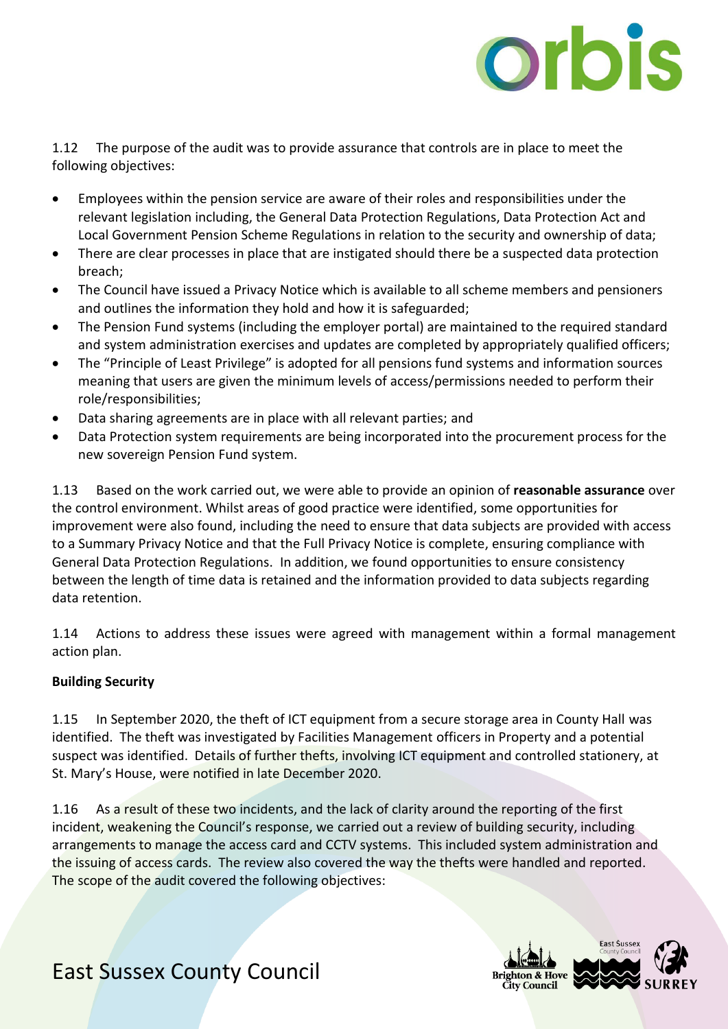1.12 The purpose of the audit was to provide assurance that controls are in place to meet the following objectives:

- Employees within the pension service are aware of their roles and responsibilities under the relevant legislation including, the General Data Protection Regulations, Data Protection Act and Local Government Pension Scheme Regulations in relation to the security and ownership of data;
- There are clear processes in place that are instigated should there be a suspected data protection breach;
- The Council have issued a Privacy Notice which is available to all scheme members and pensioners and outlines the information they hold and how it is safeguarded;
- The Pension Fund systems (including the employer portal) are maintained to the required standard and system administration exercises and updates are completed by appropriately qualified officers;
- The "Principle of Least Privilege" is adopted for all pensions fund systems and information sources meaning that users are given the minimum levels of access/permissions needed to perform their role/responsibilities;
- Data sharing agreements are in place with all relevant parties; and
- Data Protection system requirements are being incorporated into the procurement process for the new sovereign Pension Fund system.

1.13 Based on the work carried out, we were able to provide an opinion of **reasonable assurance** over the control environment. Whilst areas of good practice were identified, some opportunities for improvement were also found, including the need to ensure that data subjects are provided with access to a Summary Privacy Notice and that the Full Privacy Notice is complete, ensuring compliance with General Data Protection Regulations. In addition, we found opportunities to ensure consistency between the length of time data is retained and the information provided to data subjects regarding data retention.

1.14 Actions to address these issues were agreed with management within a formal management action plan.

**Building Security**

1.15 In September 2020, the theft of ICT equipment from a secure storage area in County Hall was identified. The theft was investigated by Facilities Management officers in Property and a potential suspect was identified. Details of further thefts, involving ICT equipment and controlled stationery, at St. Mary's House, were notified in late December 2020.

1.16 As a result of these two incidents, and the lack of clarity around the reporting of the first incident, weakening the Council's response, we carried out a review of building security, including arrangements to manage the access card and CCTV systems. This included system administration and the issuing of access cards. The review also covered the way the thefts were handled and reported. The scope of the audit covered the following objectives: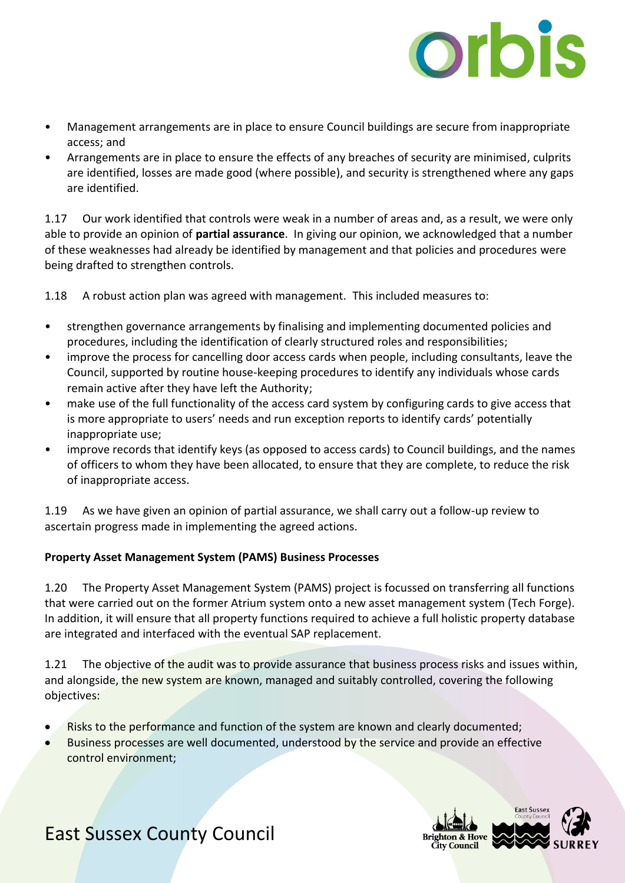- Management arrangements are in place to ensure Council buildings are secure from inappropriate access; and
- Arrangements are in place to ensure the effects of any breaches of security are minimised, culprits are identified, losses are made good (where possible), and security is strengthened where any gaps are identified.

1.17 Our work identified that controls were weak in a number of areas and, as a result, we were only able to provide an opinion of **partial assurance**. In giving our opinion, we acknowledged that a number of these weaknesses had already be identified by management and that policies and procedures were being drafted to strengthen controls.

1.18 A robust action plan was agreed with management. This included measures to:

- strengthen governance arrangements by finalising and implementing documented policies and procedures, including the identification of clearly structured roles and responsibilities;
- improve the process for cancelling door access cards when people, including consultants, leave the Council, supported by routine house-keeping procedures to identify any individuals whose cards remain active after they have left the Authority;
- make use of the full functionality of the access card system by configuring cards to give access that is more appropriate to users' needs and run exception reports to identify cards' potentially inappropriate use;
- improve records that identify keys (as opposed to access cards) to Council buildings, and the names of officers to whom they have been allocated, to ensure that they are complete, to reduce the risk of inappropriate access.

1.19 As we have given an opinion of partial assurance, we shall carry out a follow-up review to ascertain progress made in implementing the agreed actions.

**Property Asset Management System (PAMS) Business Processes**

1.20 The Property Asset Management System (PAMS) project is focussed on transferring all functions that were carried out on the former Atrium system onto a new asset management system (Tech Forge). In addition, it will ensure that all property functions required to achieve a full holistic property database are integrated and interfaced with the eventual SAP replacement.

1.21 The objective of the audit was to provide assurance that business process risks and issues within, and alongside, the new system are known, managed and suitably controlled, covering the following objectives:

- Risks to the performance and function of the system are known and clearly documented;
- Business processes are well documented, understood by the service and provide an effective control environment;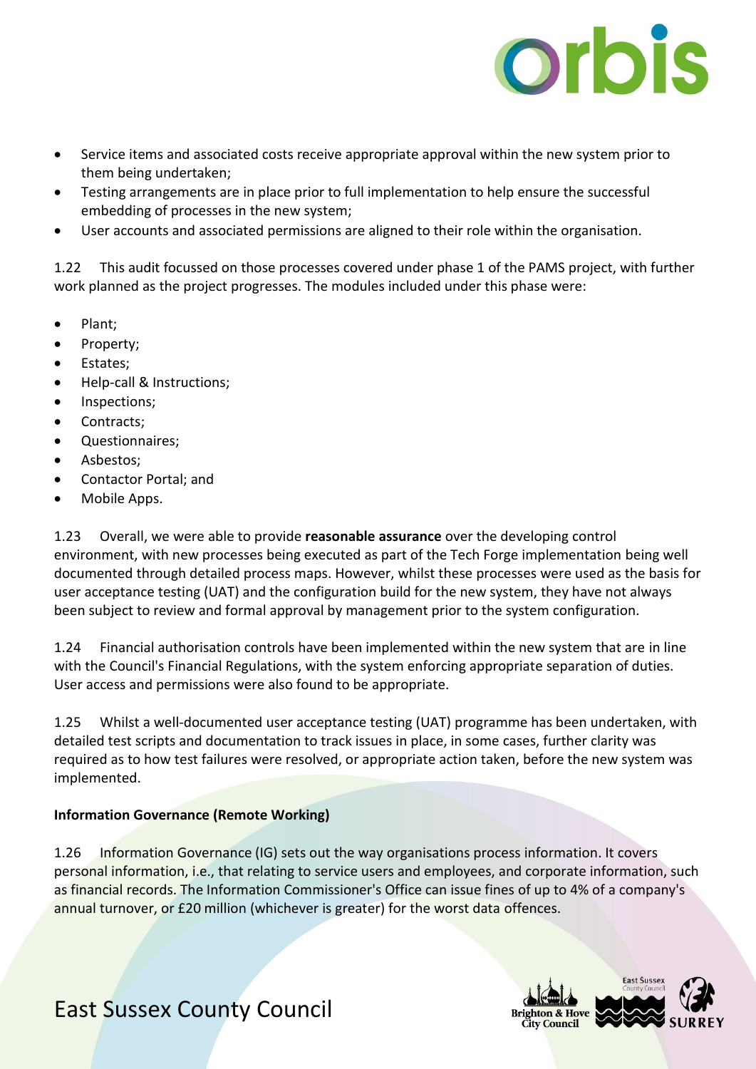- Service items and associated costs receive appropriate approval within the new system prior to them being undertaken;
- Testing arrangements are in place prior to full implementation to help ensure the successful embedding of processes in the new system;
- User accounts and associated permissions are aligned to their role within the organisation.

1.22 This audit focussed on those processes covered under phase 1 of the PAMS project, with further work planned as the project progresses. The modules included under this phase were:

- Plant;
- Property;
- Estates;
- Help-call & Instructions;
- Inspections;
- Contracts;
- Questionnaires;
- Asbestos;
- Contactor Portal; and
- Mobile Apps.

1.23 Overall, we were able to provide **reasonable assurance** over the developing control environment, with new processes being executed as part of the Tech Forge implementation being well documented through detailed process maps. However, whilst these processes were used as the basis for user acceptance testing (UAT) and the configuration build for the new system, they have not always been subject to review and formal approval by management prior to the system configuration.

1.24 Financial authorisation controls have been implemented within the new system that are in line with the Council's Financial Regulations, with the system enforcing appropriate separation of duties. User access and permissions were also found to be appropriate.

1.25 Whilst a well-documented user acceptance testing (UAT) programme has been undertaken, with detailed test scripts and documentation to track issues in place, in some cases, further clarity was required as to how test failures were resolved, or appropriate action taken, before the new system was implemented.

**Information Governance (Remote Working)**

1.26 Information Governance (IG) sets out the way organisations process information. It covers personal information, i.e., that relating to service users and employees, and corporate information, such as financial records. The Information Commissioner's Office can issue fines of up to 4% of a company's annual turnover, or £20 million (whichever is greater) for the worst data offences.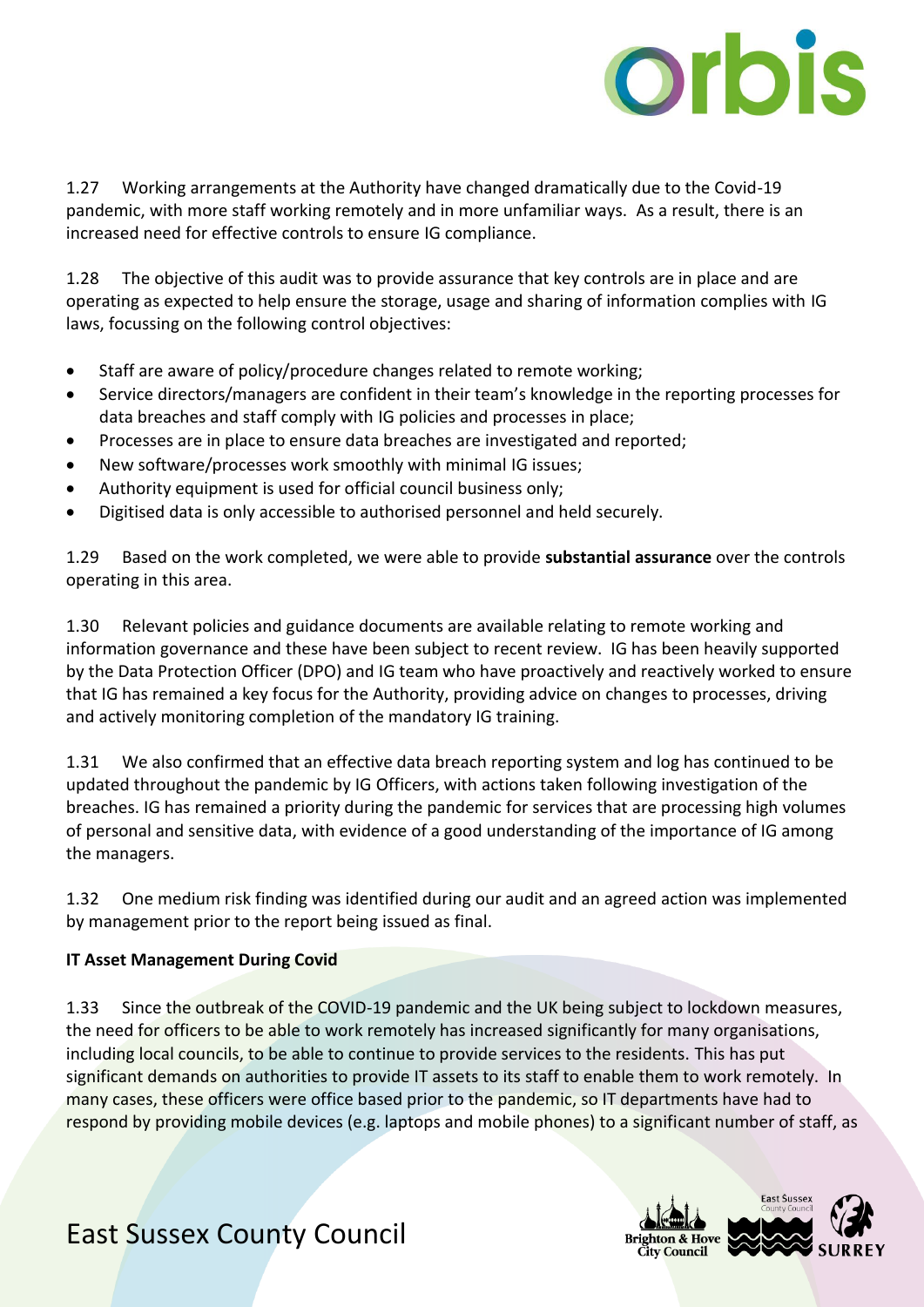1.27 Working arrangements at the Authority have changed dramatically due to the Covid-19 pandemic, with more staff working remotely and in more unfamiliar ways. As a result, there is an increased need for effective controls to ensure IG compliance.

1.28 The objective of this audit was to provide assurance that key controls are in place and are operating as expected to help ensure the storage, usage and sharing of information complies with IG laws, focussing on the following control objectives:

- Staff are aware of policy/procedure changes related to remote working;
- Service directors/managers are confident in their team's knowledge in the reporting processes for data breaches and staff comply with IG policies and processes in place;
- Processes are in place to ensure data breaches are investigated and reported;
- New software/processes work smoothly with minimal IG issues;
- Authority equipment is used for official council business only;
- Digitised data is only accessible to authorised personnel and held securely.

1.29 Based on the work completed, we were able to provide **substantial assurance** over the controls operating in this area.

1.30 Relevant policies and guidance documents are available relating to remote working and information governance and these have been subject to recent review. IG has been heavily supported by the Data Protection Officer (DPO) and IG team who have proactively and reactively worked to ensure that IG has remained a key focus for the Authority, providing advice on changes to processes, driving and actively monitoring completion of the mandatory IG training.

1.31 We also confirmed that an effective data breach reporting system and log has continued to be updated throughout the pandemic by IG Officers, with actions taken following investigation of the breaches. IG has remained a priority during the pandemic for services that are processing high volumes of personal and sensitive data, with evidence of a good understanding of the importance of IG among the managers.

1.32 One medium risk finding was identified during our audit and an agreed action was implemented by management prior to the report being issued as final.

**IT Asset Management During Covid**

1.33 Since the outbreak of the COVID-19 pandemic and the UK being subject to lockdown measures, the need for officers to be able to work remotely has increased significantly for many organisations, including local councils, to be able to continue to provide services to the residents. This has put significant demands on authorities to provide IT assets to its staff to enable them to work remotely. In many cases, these officers were office based prior to the pandemic, so IT departments have had to respond by providing mobile devices (e.g. laptops and mobile phones) to a significant number of staff, as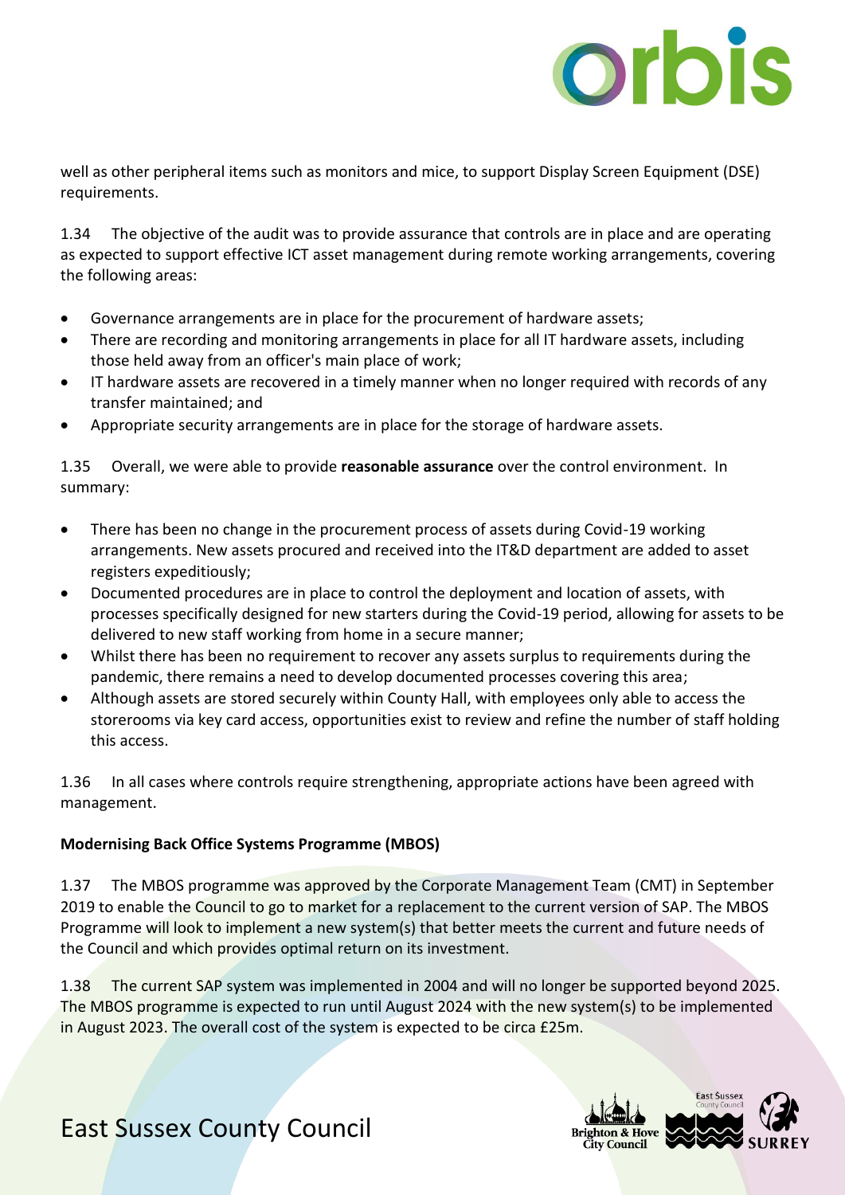well as other peripheral items such as monitors and mice, to support Display Screen Equipment (DSE) requirements.

1.34 The objective of the audit was to provide assurance that controls are in place and are operating as expected to support effective ICT asset management during remote working arrangements, covering the following areas:

- Governance arrangements are in place for the procurement of hardware assets;
- There are recording and monitoring arrangements in place for all IT hardware assets, including those held away from an officer's main place of work;
- IT hardware assets are recovered in a timely manner when no longer required with records of any transfer maintained; and
- Appropriate security arrangements are in place for the storage of hardware assets.

1.35 Overall, we were able to provide **reasonable assurance** over the control environment. In summary:

- There has been no change in the procurement process of assets during Covid-19 working arrangements. New assets procured and received into the IT&D department are added to asset registers expeditiously;
- Documented procedures are in place to control the deployment and location of assets, with processes specifically designed for new starters during the Covid-19 period, allowing for assets to be delivered to new staff working from home in a secure manner;
- Whilst there has been no requirement to recover any assets surplus to requirements during the pandemic, there remains a need to develop documented processes covering this area;
- Although assets are stored securely within County Hall, with employees only able to access the storerooms via key card access, opportunities exist to review and refine the number of staff holding this access.

1.36 In all cases where controls require strengthening, appropriate actions have been agreed with management.

**Modernising Back Office Systems Programme (MBOS)**

1.37 The MBOS programme was approved by the Corporate Management Team (CMT) in September 2019 to enable the Council to go to market for a replacement to the current version of SAP. The MBOS Programme will look to implement a new system(s) that better meets the current and future needs of the Council and which provides optimal return on its investment.

1.38 The current SAP system was implemented in 2004 and will no longer be supported beyond 2025. The MBOS programme is expected to run until August 2024 with the new system(s) to be implemented in August 2023. The overall cost of the system is expected to be circa £25m.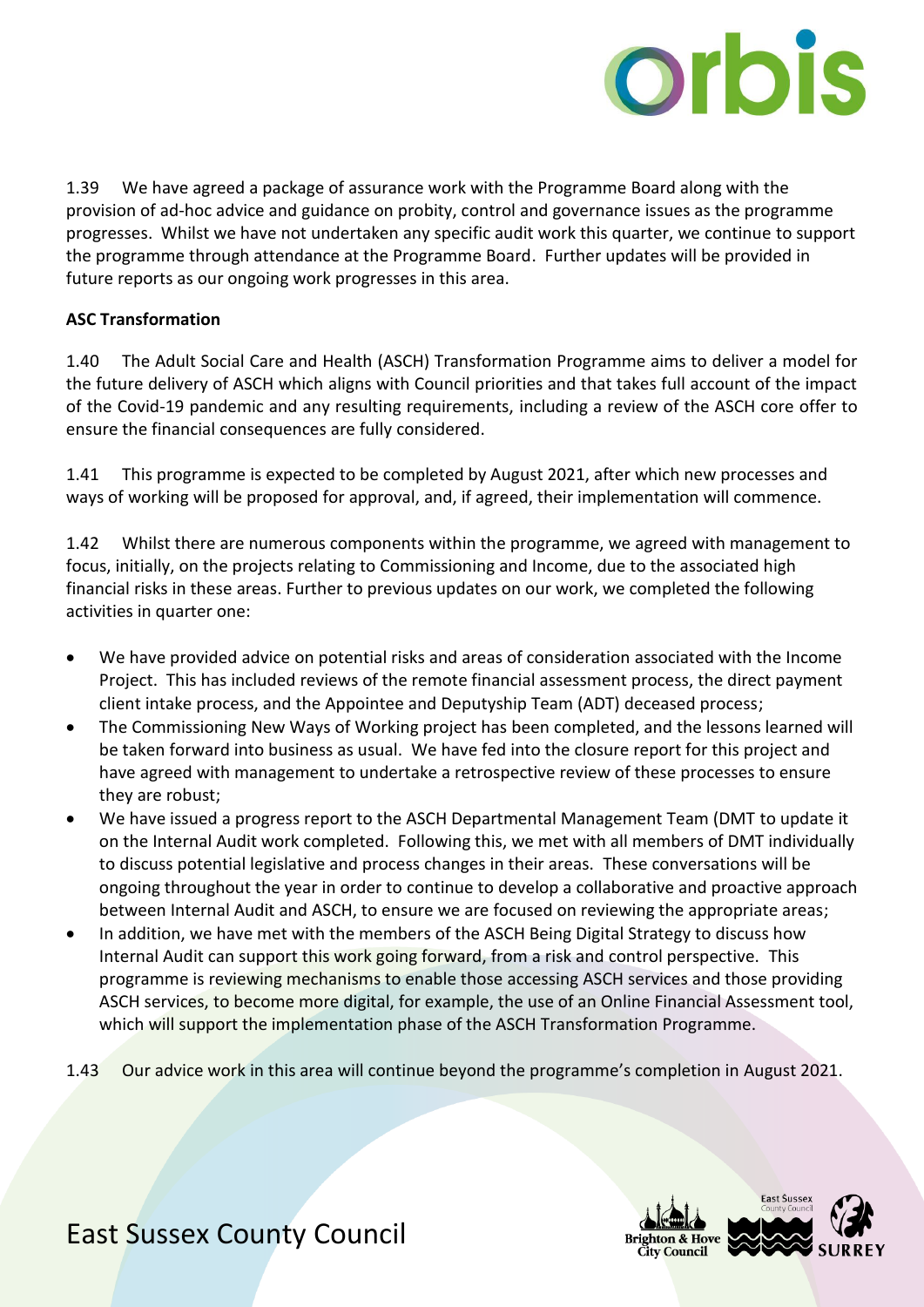1.39 We have agreed a package of assurance work with the Programme Board along with the provision of ad-hoc advice and guidance on probity, control and governance issues as the programme progresses. Whilst we have not undertaken any specific audit work this quarter, we continue to support the programme through attendance at the Programme Board. Further updates will be provided in future reports as our ongoing work progresses in this area.

**ASC Transformation**

1.40 The Adult Social Care and Health (ASCH) Transformation Programme aims to deliver a model for the future delivery of ASCH which aligns with Council priorities and that takes full account of the impact of the Covid-19 pandemic and any resulting requirements, including a review of the ASCH core offer to ensure the financial consequences are fully considered.

1.41 This programme is expected to be completed by August 2021, after which new processes and ways of working will be proposed for approval, and, if agreed, their implementation will commence.

1.42 Whilst there are numerous components within the programme, we agreed with management to focus, initially, on the projects relating to Commissioning and Income, due to the associated high financial risks in these areas. Further to previous updates on our work, we completed the following activities in quarter one:

- We have provided advice on potential risks and areas of consideration associated with the Income Project. This has included reviews of the remote financial assessment process, the direct payment client intake process, and the Appointee and Deputyship Team (ADT) deceased process;
- The Commissioning New Ways of Working project has been completed, and the lessons learned will be taken forward into business as usual. We have fed into the closure report for this project and have agreed with management to undertake a retrospective review of these processes to ensure they are robust;
- We have issued a progress report to the ASCH Departmental Management Team (DMT to update it on the Internal Audit work completed. Following this, we met with all members of DMT individually to discuss potential legislative and process changes in their areas. These conversations will be ongoing throughout the year in order to continue to develop a collaborative and proactive approach between Internal Audit and ASCH, to ensure we are focused on reviewing the appropriate areas;
- In addition, we have met with the members of the ASCH Being Digital Strategy to discuss how Internal Audit can support this work going forward, from a risk and control perspective. This programme is reviewing mechanisms to enable those accessing ASCH services and those providing ASCH services, to become more digital, for example, the use of an Online Financial Assessment tool, which will support the implementation phase of the ASCH Transformation Programme.

1.43 Our advice work in this area will continue beyond the programme's completion in August 2021.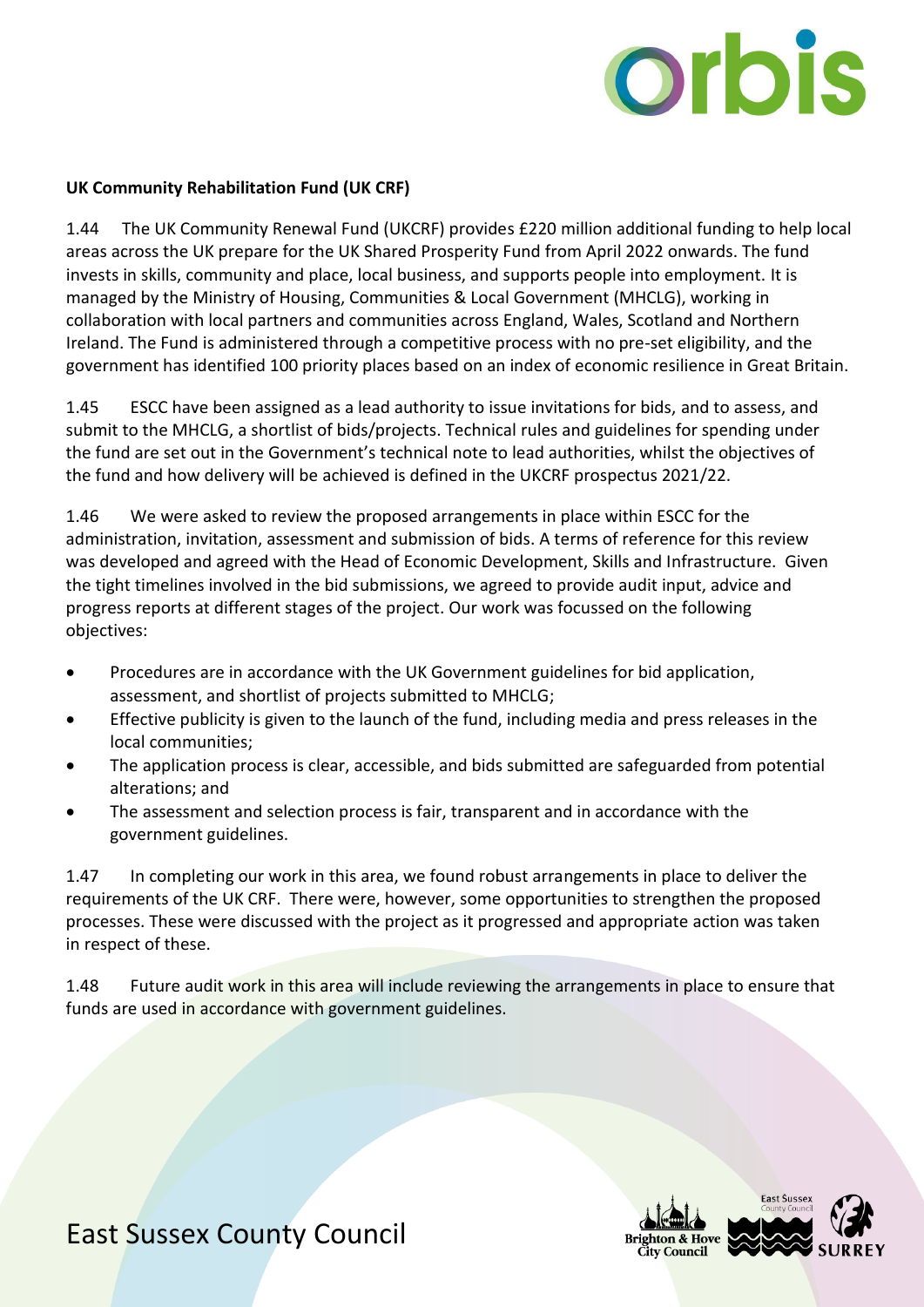**UK Community Rehabilitation Fund (UK CRF)**

1.44 The UK Community Renewal Fund (UKCRF) provides £220 million additional funding to help local areas across the UK prepare for the UK Shared Prosperity Fund from April 2022 onwards. The fund invests in skills, community and place, local business, and supports people into employment. It is managed by the Ministry of Housing, Communities & Local Government (MHCLG), working in collaboration with local partners and communities across England, Wales, Scotland and Northern Ireland. The Fund is administered through a competitive process with no pre-set eligibility, and the government has identified 100 priority places based on an index of economic resilience in Great Britain.

1.45 ESCC have been assigned as a lead authority to issue invitations for bids, and to assess, and submit to the MHCLG, a shortlist of bids/projects. Technical rules and guidelines for spending under the fund are set out in the Government's technical note to lead authorities, whilst the objectives of the fund and how delivery will be achieved is defined in the UKCRF prospectus 2021/22.

1.46 We were asked to review the proposed arrangements in place within ESCC for the administration, invitation, assessment and submission of bids. A terms of reference for this review was developed and agreed with the Head of Economic Development, Skills and Infrastructure. Given the tight timelines involved in the bid submissions, we agreed to provide audit input, advice and progress reports at different stages of the project. Our work was focussed on the following objectives:

- Procedures are in accordance with the UK Government guidelines for bid application, assessment, and shortlist of projects submitted to MHCLG;
- Effective publicity is given to the launch of the fund, including media and press releases in the local communities;
- The application process is clear, accessible, and bids submitted are safeguarded from potential alterations; and
- The assessment and selection process is fair, transparent and in accordance with the government guidelines.

1.47 In completing our work in this area, we found robust arrangements in place to deliver the requirements of the UK CRF. There were, however, some opportunities to strengthen the proposed processes. These were discussed with the project as it progressed and appropriate action was taken in respect of these.

1.48 Future audit work in this area will include reviewing the arrangements in place to ensure that funds are used in accordance with government guidelines.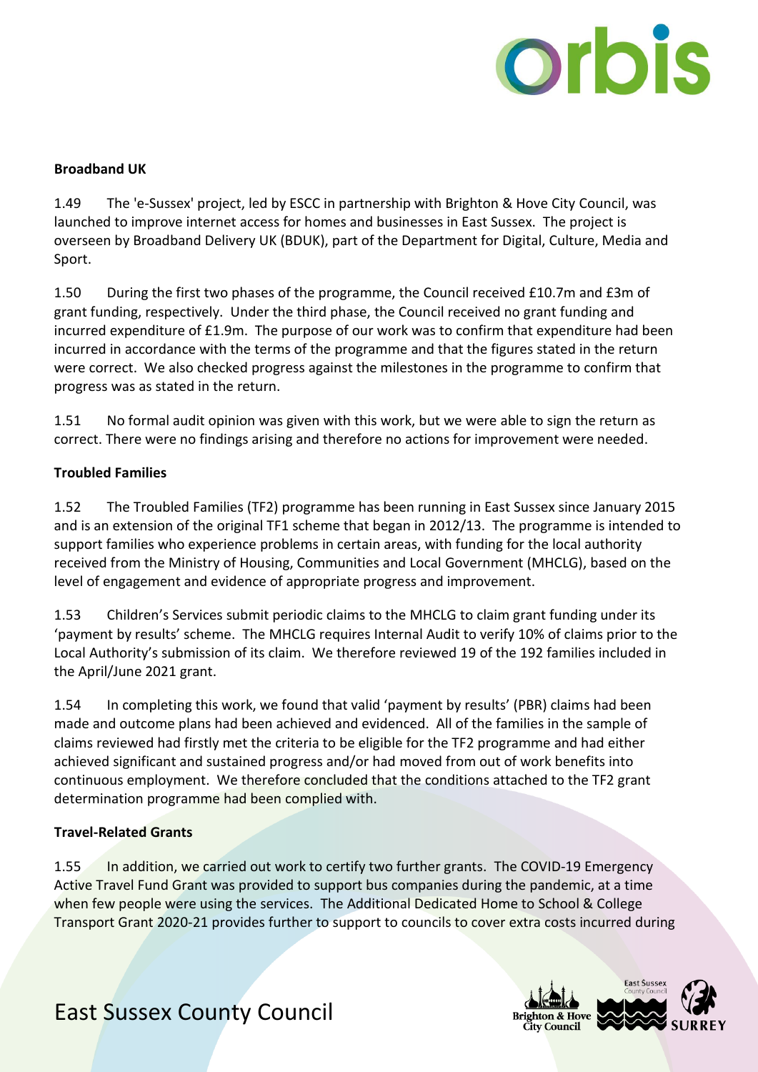**Broadband UK**

1.49 The 'e-Sussex' project, led by ESCC in partnership with Brighton & Hove City Council, was launched to improve internet access for homes and businesses in East Sussex. The project is overseen by Broadband Delivery UK (BDUK), part of the Department for Digital, Culture, Media and Sport.

1.50 During the first two phases of the programme, the Council received £10.7m and £3m of grant funding, respectively. Under the third phase, the Council received no grant funding and incurred expenditure of £1.9m. The purpose of our work was to confirm that expenditure had been incurred in accordance with the terms of the programme and that the figures stated in the return were correct. We also checked progress against the milestones in the programme to confirm that progress was as stated in the return.

1.51 No formal audit opinion was given with this work, but we were able to sign the return as correct. There were no findings arising and therefore no actions for improvement were needed.

**Troubled Families**

1.52 The Troubled Families (TF2) programme has been running in East Sussex since January 2015 and is an extension of the original TF1 scheme that began in 2012/13. The programme is intended to support families who experience problems in certain areas, with funding for the local authority received from the Ministry of Housing, Communities and Local Government (MHCLG), based on the level of engagement and evidence of appropriate progress and improvement.

1.53 Children's Services submit periodic claims to the MHCLG to claim grant funding under its 'payment by results' scheme. The MHCLG requires Internal Audit to verify 10% of claims prior to the Local Authority's submission of its claim. We therefore reviewed 19 of the 192 families included in the April/June 2021 grant.

1.54 In completing this work, we found that valid 'payment by results' (PBR) claims had been made and outcome plans had been achieved and evidenced. All of the families in the sample of claims reviewed had firstly met the criteria to be eligible for the TF2 programme and had either achieved significant and sustained progress and/or had moved from out of work benefits into continuous employment. We therefore concluded that the conditions attached to the TF2 grant determination programme had been complied with.

**Travel-Related Grants**

1.55 In addition, we carried out work to certify two further grants. The COVID-19 Emergency Active Travel Fund Grant was provided to support bus companies during the pandemic, at a time when few people were using the services. The Additional Dedicated Home to School & College Transport Grant 2020-21 provides further to support to councils to cover extra costs incurred during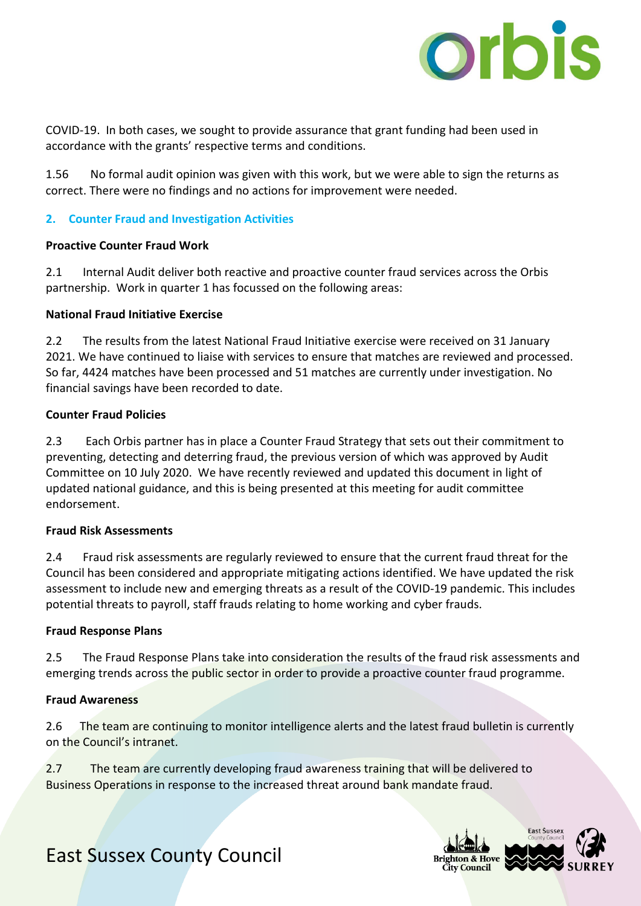COVID-19. In both cases, we sought to provide assurance that grant funding had been used in accordance with the grants' respective terms and conditions.

1.56 No formal audit opinion was given with this work, but we were able to sign the returns as correct. There were no findings and no actions for improvement were needed.

## 2. Counter Fraud and Investigation Activities

**Proactive Counter Fraud Work**

2.1 Internal Audit deliver both reactive and proactive counter fraud services across the Orbis partnership. Work in quarter 1 has focussed on the following areas:

**National Fraud Initiative Exercise**

2.2 The results from the latest National Fraud Initiative exercise were received on 31 January 2021. We have continued to liaise with services to ensure that matches are reviewed and processed. So far, 4424 matches have been processed and 51 matches are currently under investigation. No financial savings have been recorded to date.

**Counter Fraud Policies**

2.3 Each Orbis partner has in place a Counter Fraud Strategy that sets out their commitment to preventing, detecting and deterring fraud, the previous version of which was approved by Audit Committee on 10 July 2020. We have recently reviewed and updated this document in light of updated national guidance, and this is being presented at this meeting for audit committee endorsement.

**Fraud Risk Assessments**

2.4 Fraud risk assessments are regularly reviewed to ensure that the current fraud threat for the Council has been considered and appropriate mitigating actions identified. We have updated the risk assessment to include new and emerging threats as a result of the COVID-19 pandemic. This includes potential threats to payroll, staff frauds relating to home working and cyber frauds.

**Fraud Response Plans**

2.5 The Fraud Response Plans take into consideration the results of the fraud risk assessments and emerging trends across the public sector in order to provide a proactive counter fraud programme.

**Fraud Awareness**

2.6 The team are continuing to monitor intelligence alerts and the latest fraud bulletin is currently on the Council's intranet.

2.7 The team are currently developing fraud awareness training that will be delivered to Business Operations in response to the increased threat around bank mandate fraud.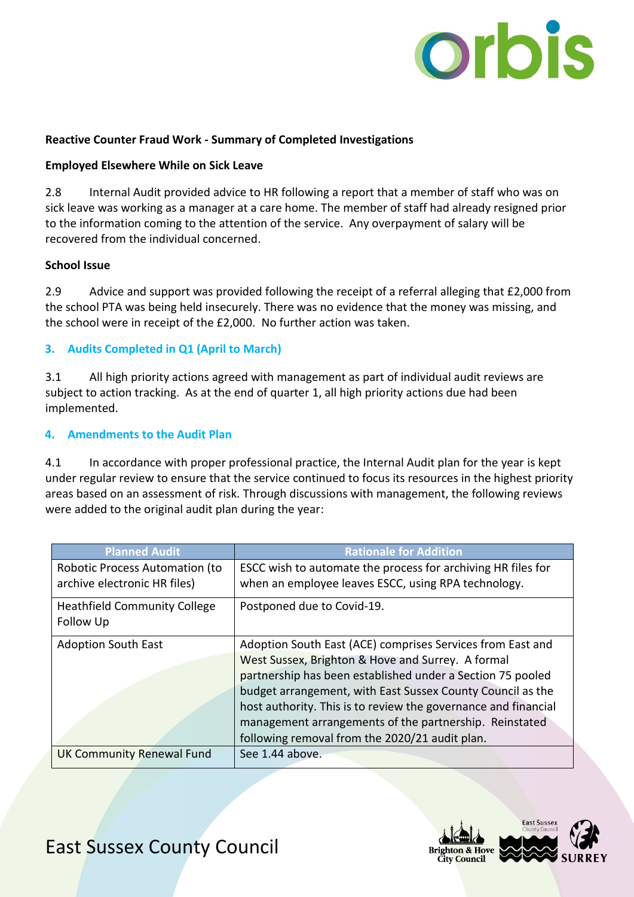**Reactive Counter Fraud Work - Summary of Completed Investigations**

**Employed Elsewhere While on Sick Leave**

2.8 Internal Audit provided advice to HR following a report that a member of staff who was on sick leave was working as a manager at a care home. The member of staff had already resigned prior to the information coming to the attention of the service. Any overpayment of salary will be recovered from the individual concerned.

**School Issue**

2.9 Advice and support was provided following the receipt of a referral alleging that £2,000 from the school PTA was being held insecurely. There was no evidence that the money was missing, and the school were in receipt of the £2,000. No further action was taken.

## 3. Audits Completed in Q1 (April to March)

3.1 All high priority actions agreed with management as part of individual audit reviews are subject to action tracking. As at the end of quarter 1, all high priority actions due had been implemented.

## 4. Amendments to the Audit Plan

4.1 In accordance with proper professional practice, the Internal Audit plan for the year is kept under regular review to ensure that the service continued to focus its resources in the highest priority areas based on an assessment of risk. Through discussions with management, the following reviews were added to the original audit plan during the year:

| Planned Audit | Rationale for Addition |
|---|---|
| Robotic Process Automation (to archive electronic HR files) | ESCC wish to automate the process for archiving HR files for when an employee leaves ESCC, using RPA technology. |
| Heathfield Community College Follow Up | Postponed due to Covid-19. |
| Adoption South East | Adoption South East (ACE) comprises Services from East and West Sussex, Brighton & Hove and Surrey. A formal partnership has been established under a Section 75 pooled budget arrangement, with East Sussex County Council as the host authority. This is to review the governance and financial management arrangements of the partnership. Reinstated following removal from the 2020/21 audit plan. |
| UK Community Renewal Fund | See 1.44 above. |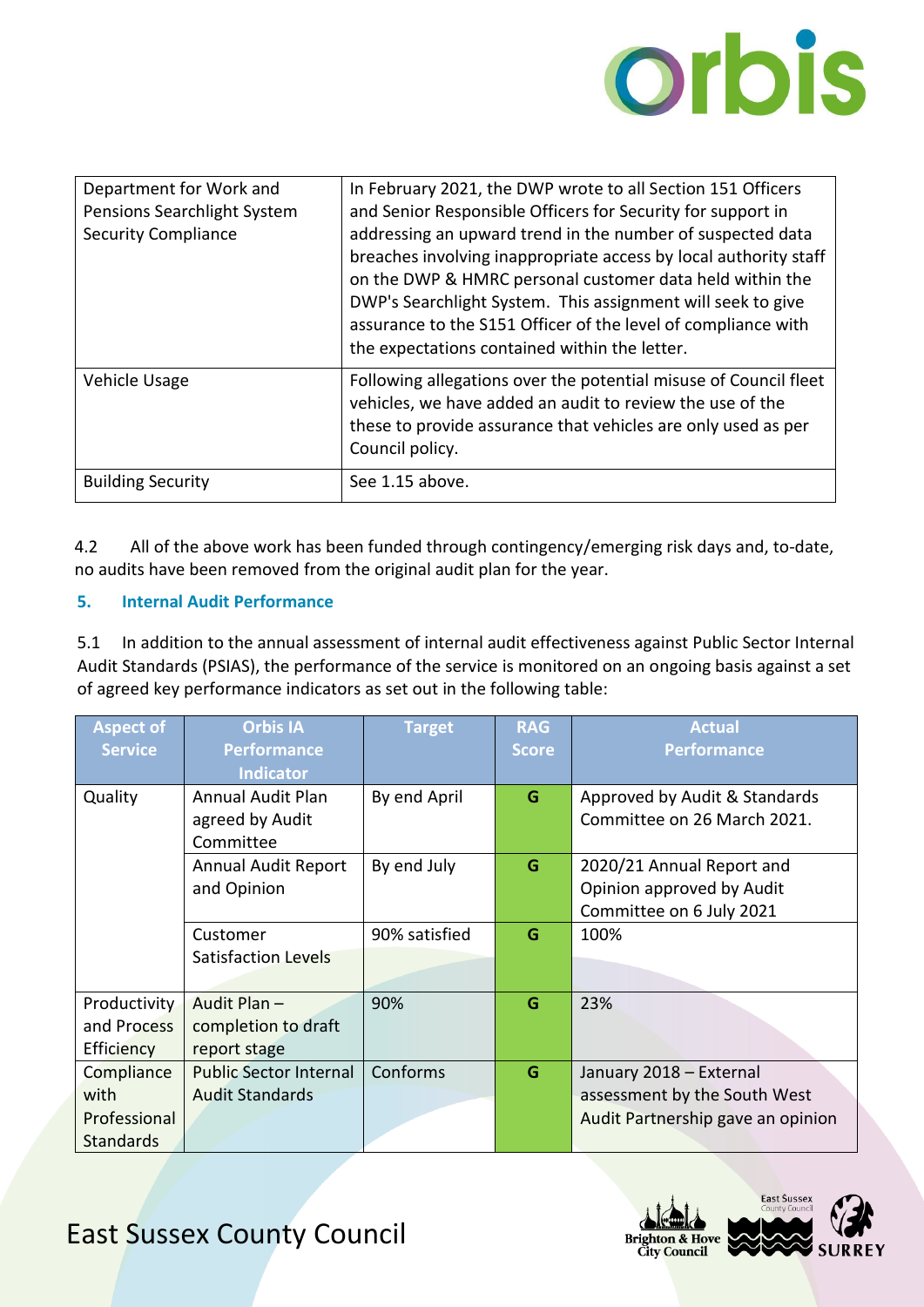| | |
|---|---|
| Department for Work and Pensions Searchlight System Security Compliance | In February 2021, the DWP wrote to all Section 151 Officers and Senior Responsible Officers for Security for support in addressing an upward trend in the number of suspected data breaches involving inappropriate access by local authority staff on the DWP & HMRC personal customer data held within the DWP's Searchlight System. This assignment will seek to give assurance to the S151 Officer of the level of compliance with the expectations contained within the letter. |
| Vehicle Usage | Following allegations over the potential misuse of Council fleet vehicles, we have added an audit to review the use of the these to provide assurance that vehicles are only used as per Council policy. |
| Building Security | See 1.15 above. |

4.2 All of the above work has been funded through contingency/emerging risk days and, to-date, no audits have been removed from the original audit plan for the year.

## 5. Internal Audit Performance

5.1 In addition to the annual assessment of internal audit effectiveness against Public Sector Internal Audit Standards (PSIAS), the performance of the service is monitored on an ongoing basis against a set of agreed key performance indicators as set out in the following table:

| Aspect of Service | Orbis IA Performance Indicator | Target | RAG Score | Actual Performance |
|---|---|---|---|---|
| Quality | Annual Audit Plan agreed by Audit Committee | By end April | G | Approved by Audit & Standards Committee on 26 March 2021. |
| | Annual Audit Report and Opinion | By end July | G | 2020/21 Annual Report and Opinion approved by Audit Committee on 6 July 2021 |
| | Customer Satisfaction Levels | 90% satisfied | G | 100% |
| Productivity and Process Efficiency | Audit Plan – completion to draft report stage | 90% | G | 23% |
| Compliance with Professional Standards | Public Sector Internal Audit Standards | Conforms | G | January 2018 – External assessment by the South West Audit Partnership gave an opinion |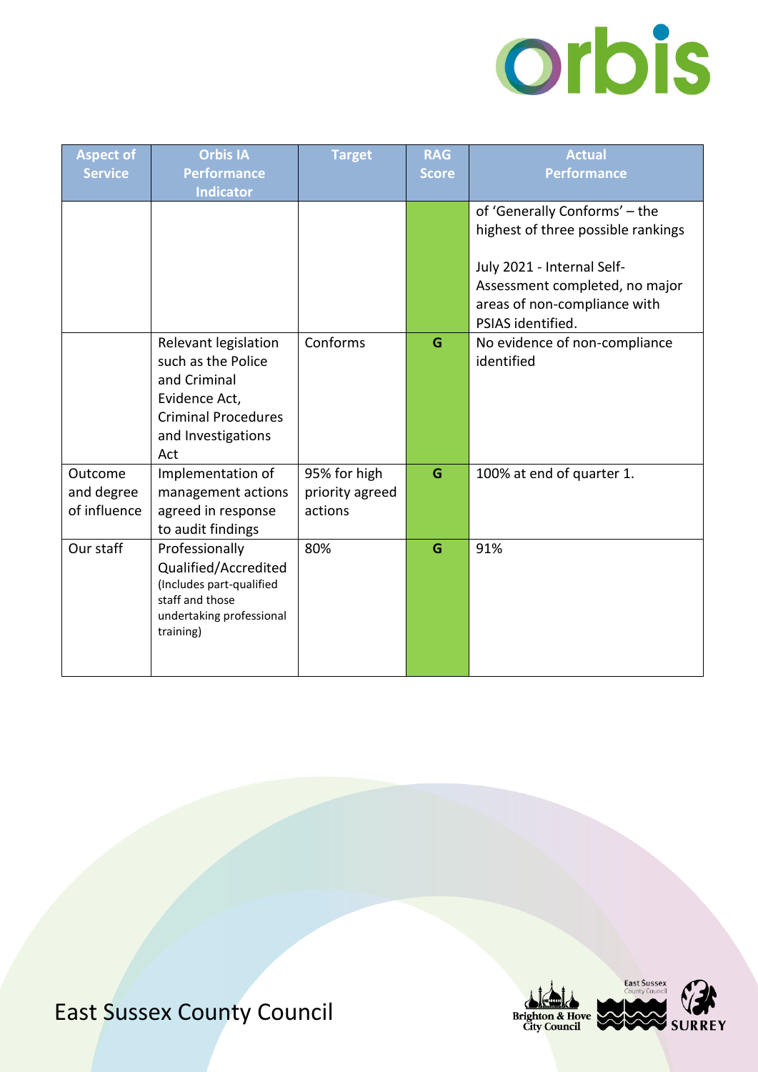| Aspect of Service | Orbis IA Performance Indicator | Target | RAG Score | Actual Performance |
|---|---|---|---|---|
| | | | | of 'Generally Conforms' – the highest of three possible rankings<br><br>July 2021 - Internal Self-Assessment completed, no major areas of non-compliance with PSIAS identified. |
| | Relevant legislation such as the Police and Criminal Evidence Act, Criminal Procedures and Investigations Act | Conforms | G | No evidence of non-compliance identified |
| Outcome and degree of influence | Implementation of management actions agreed in response to audit findings | 95% for high priority agreed actions | G | 100% at end of quarter 1. |
| Our staff | Professionally Qualified/Accredited (Includes part-qualified staff and those undertaking professional training) | 80% | G | 91% |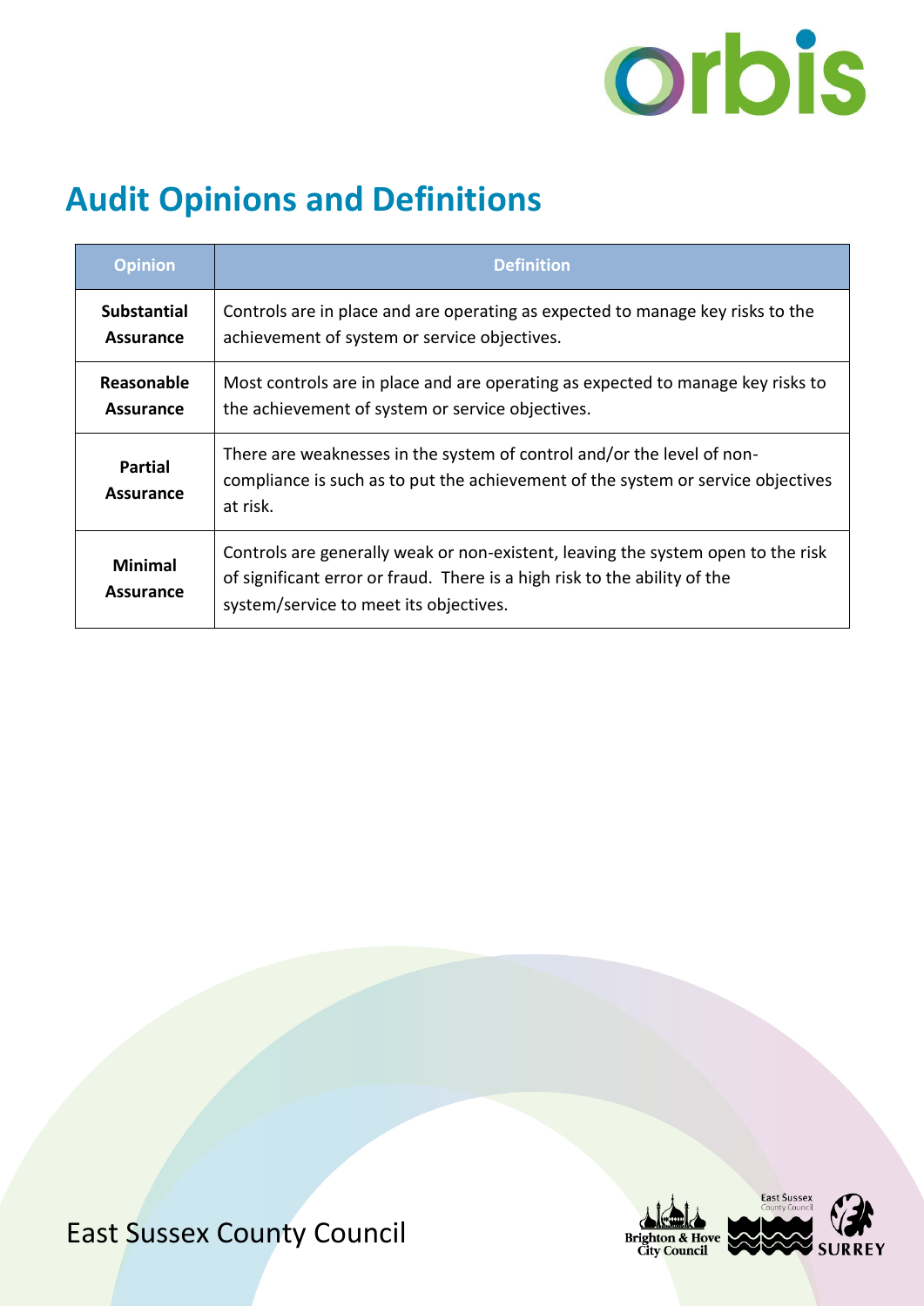# Audit Opinions and Definitions

| Opinion | Definition |
|---|---|
| **Substantial Assurance** | Controls are in place and are operating as expected to manage key risks to the achievement of system or service objectives. |
| **Reasonable Assurance** | Most controls are in place and are operating as expected to manage key risks to the achievement of system or service objectives. |
| **Partial Assurance** | There are weaknesses in the system of control and/or the level of non-compliance is such as to put the achievement of the system or service objectives at risk. |
| **Minimal Assurance** | Controls are generally weak or non-existent, leaving the system open to the risk of significant error or fraud. There is a high risk to the ability of the system/service to meet its objectives. |

East Sussex County Council